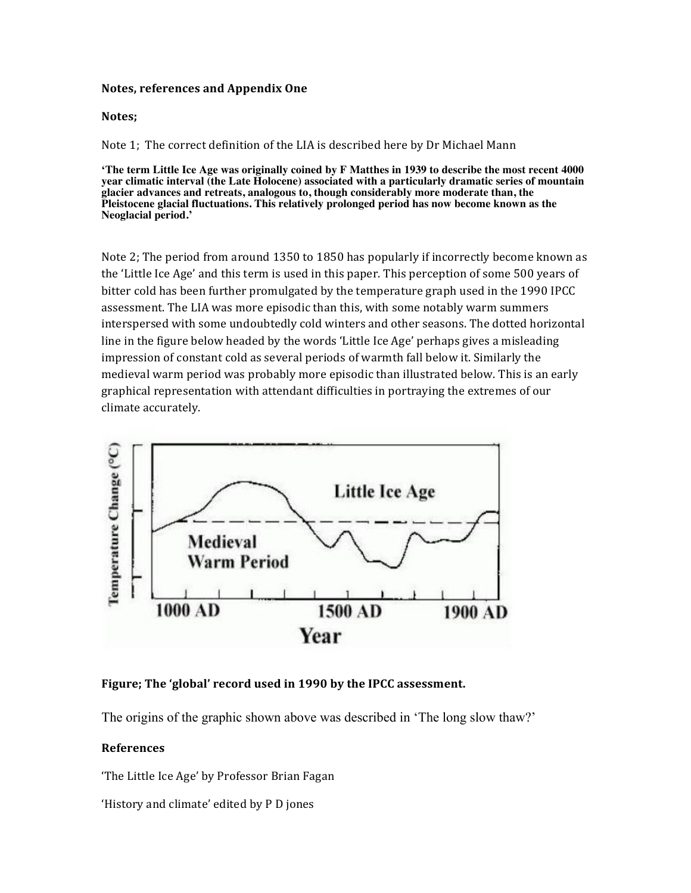**Notes, references and Appendix One**

**Notes;**

Note 1; The correct definition of the LIA is described here by Dr Michael Mann

**'The term Little Ice Age was originally coined by F Matthes in 1939 to describe the most recent 4000 year climatic interval (the Late Holocene) associated with a particularly dramatic series of mountain glacier advances and retreats, analogous to, though considerably more moderate than, the Pleistocene glacial fluctuations. This relatively prolonged period has now become known as the Neoglacial period.'**

Note 2; The period from around 1350 to 1850 has popularly if incorrectly become known as the 'Little Ice Age' and this term is used in this paper. This perception of some 500 years of bitter cold has been further promulgated by the temperature graph used in the 1990 IPCC assessment. The LIA was more episodic than this, with some notably warm summers interspersed with some undoubtedly cold winters and other seasons. The dotted horizontal line in the figure below headed by the words 'Little Ice Age' perhaps gives a misleading impression of constant cold as several periods of warmth fall below it. Similarly the medieval warm period was probably more episodic than illustrated below. This is an early graphical representation with attendant difficulties in portraying the extremes of our climate accurately.

**Figure; The 'global' record used in 1990 by the IPCC assessment.**

The origins of the graphic shown above was described in 'The long slow thaw?'

**References**

'The Little Ice Age' by Professor Brian Fagan

'History and climate' edited by P D jones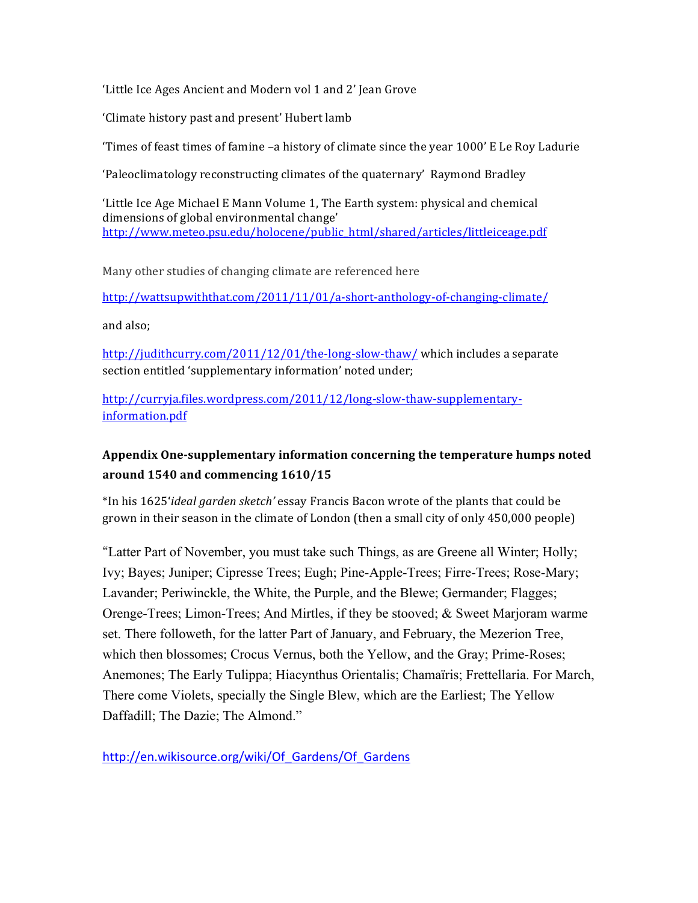'Little Ice Ages Ancient and Modern vol 1 and 2' Jean Grove

'Climate history past and present' Hubert lamb

'Times of feast times of famine –a history of climate since the year 1000' E Le Roy Ladurie

'Paleoclimatology reconstructing climates of the quaternary' Raymond Bradley

'Little Ice Age Michael E Mann Volume 1, The Earth system: physical and chemical dimensions of global environmental change'
http://www.meteo.psu.edu/holocene/public_html/shared/articles/littleiceage.pdf

Many other studies of changing climate are referenced here

http://wattsupwiththat.com/2011/11/01/a-short-anthology-of-changing-climate/

and also;

http://judithcurry.com/2011/12/01/the-long-slow-thaw/ which includes a separate section entitled 'supplementary information' noted under;

http://curryja.files.wordpress.com/2011/12/long-slow-thaw-supplementary-information.pdf

**Appendix One-supplementary information concerning the temperature humps noted around 1540 and commencing 1610/15**

*In his 1625'*ideal garden sketch'* essay Francis Bacon wrote of the plants that could be grown in their season in the climate of London (then a small city of only 450,000 people)

"Latter Part of November, you must take such Things, as are Greene all Winter; Holly; Ivy; Bayes; Juniper; Cipresse Trees; Eugh; Pine-Apple-Trees; Firre-Trees; Rose-Mary; Lavander; Periwinckle, the White, the Purple, and the Blewe; Germander; Flagges; Orenge-Trees; Limon-Trees; And Mirtles, if they be stooved; & Sweet Marjoram warme set. There followeth, for the latter Part of January, and February, the Mezerion Tree, which then blossomes; Crocus Vernus, both the Yellow, and the Gray; Prime-Roses; Anemones; The Early Tulippa; Hiacynthus Orientalis; Chamaïris; Frettellaria. For March, There come Violets, specially the Single Blew, which are the Earliest; The Yellow Daffadill; The Dazie; The Almond."

http://en.wikisource.org/wiki/Of_Gardens/Of_Gardens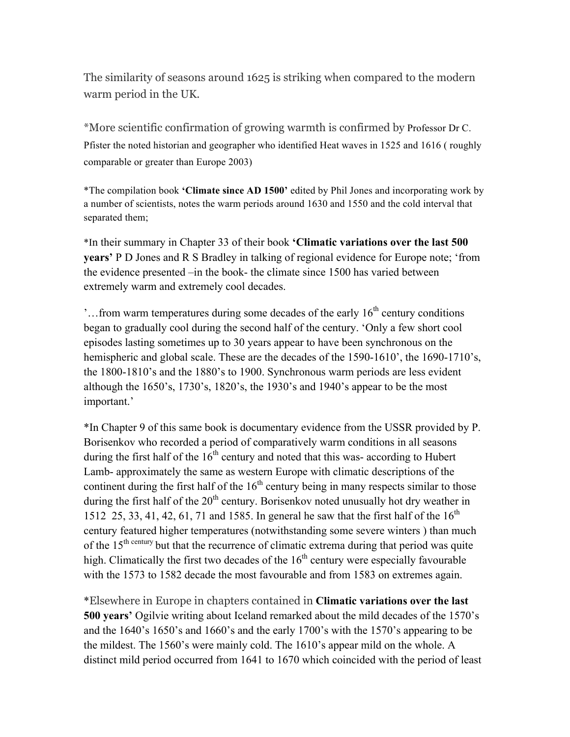The similarity of seasons around 1625 is striking when compared to the modern warm period in the UK.

*More scientific confirmation of growing warmth is confirmed by Professor Dr C. Pfister the noted historian and geographer who identified Heat waves in 1525 and 1616 ( roughly comparable or greater than Europe 2003)

*The compilation book **'Climate since AD 1500'** edited by Phil Jones and incorporating work by a number of scientists, notes the warm periods around 1630 and 1550 and the cold interval that separated them;

*In their summary in Chapter 33 of their book **'Climatic variations over the last 500 years'** P D Jones and R S Bradley in talking of regional evidence for Europe note; 'from the evidence presented –in the book- the climate since 1500 has varied between extremely warm and extremely cool decades.

'…from warm temperatures during some decades of the early 16th century conditions began to gradually cool during the second half of the century. 'Only a few short cool episodes lasting sometimes up to 30 years appear to have been synchronous on the hemispheric and global scale. These are the decades of the 1590-1610', the 1690-1710's, the 1800-1810's and the 1880's to 1900. Synchronous warm periods are less evident although the 1650's, 1730's, 1820's, the 1930's and 1940's appear to be the most important.'

*In Chapter 9 of this same book is documentary evidence from the USSR provided by P. Borisenkov who recorded a period of comparatively warm conditions in all seasons during the first half of the 16th century and noted that this was- according to Hubert Lamb- approximately the same as western Europe with climatic descriptions of the continent during the first half of the 16th century being in many respects similar to those during the first half of the 20th century. Borisenkov noted unusually hot dry weather in 1512 25, 33, 41, 42, 61, 71 and 1585. In general he saw that the first half of the 16th century featured higher temperatures (notwithstanding some severe winters ) than much of the 15th century but that the recurrence of climatic extrema during that period was quite high. Climatically the first two decades of the 16th century were especially favourable with the 1573 to 1582 decade the most favourable and from 1583 on extremes again.

*Elsewhere in Europe in chapters contained in **Climatic variations over the last 500 years'** Ogilvie writing about Iceland remarked about the mild decades of the 1570's and the 1640's 1650's and 1660's and the early 1700's with the 1570's appearing to be the mildest. The 1560's were mainly cold. The 1610's appear mild on the whole. A distinct mild period occurred from 1641 to 1670 which coincided with the period of least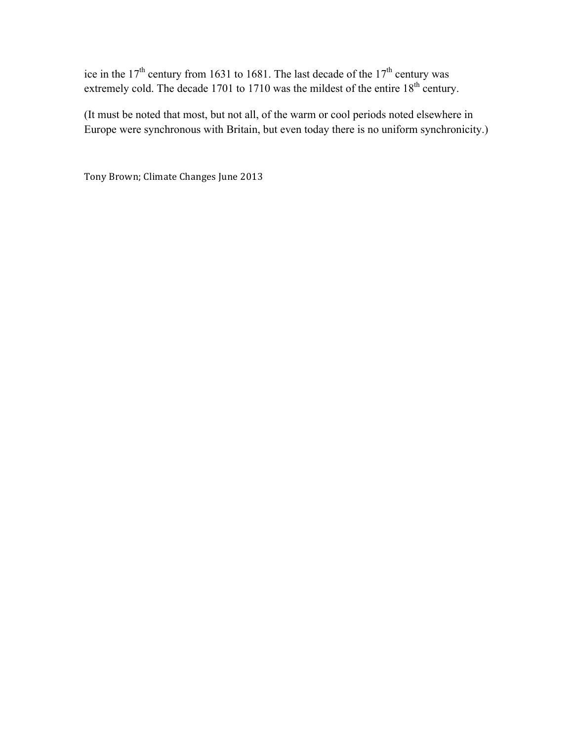ice in the 17th century from 1631 to 1681. The last decade of the 17th century was extremely cold. The decade 1701 to 1710 was the mildest of the entire 18th century.

(It must be noted that most, but not all, of the warm or cool periods noted elsewhere in Europe were synchronous with Britain, but even today there is no uniform synchronicity.)

Tony Brown; Climate Changes June 2013